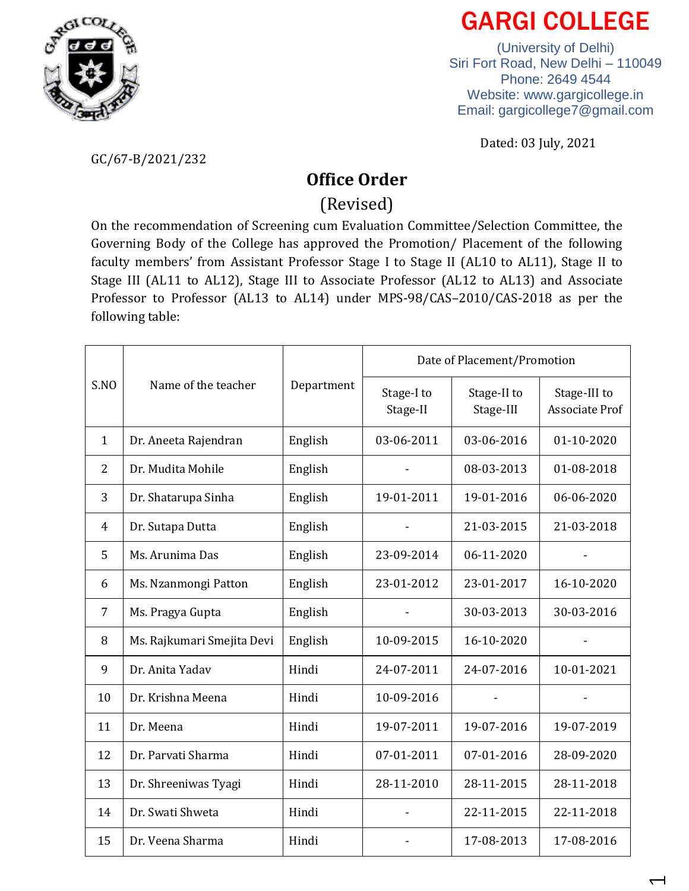# GARGI COLLEGE

(University of Delhi)
Siri Fort Road, New Delhi – 110049
Phone: 2649 4544
Website: www.gargicollege.in
Email: gargicollege7@gmail.com

Dated: 03 July, 2021

GC/67-B/2021/232

## Office Order

### (Revised)

On the recommendation of Screening cum Evaluation Committee/Selection Committee, the Governing Body of the College has approved the Promotion/ Placement of the following faculty members' from Assistant Professor Stage I to Stage II (AL10 to AL11), Stage II to Stage III (AL11 to AL12), Stage III to Associate Professor (AL12 to AL13) and Associate Professor to Professor (AL13 to AL14) under MPS-98/CAS–2010/CAS-2018 as per the following table:

| S.NO | Name of the teacher | Department | Date of Placement/Promotion | | |
|---|---|---|---|---|---|
| | | | Stage-I to Stage-II | Stage-II to Stage-III | Stage-III to Associate Prof |
| 1 | Dr. Aneeta Rajendran | English | 03-06-2011 | 03-06-2016 | 01-10-2020 |
| 2 | Dr. Mudita Mohile | English | - | 08-03-2013 | 01-08-2018 |
| 3 | Dr. Shatarupa Sinha | English | 19-01-2011 | 19-01-2016 | 06-06-2020 |
| 4 | Dr. Sutapa Dutta | English | - | 21-03-2015 | 21-03-2018 |
| 5 | Ms. Arunima Das | English | 23-09-2014 | 06-11-2020 | - |
| 6 | Ms. Nzanmongi Patton | English | 23-01-2012 | 23-01-2017 | 16-10-2020 |
| 7 | Ms. Pragya Gupta | English | - | 30-03-2013 | 30-03-2016 |
| 8 | Ms. Rajkumari Smejita Devi | English | 10-09-2015 | 16-10-2020 | - |
| 9 | Dr. Anita Yadav | Hindi | 24-07-2011 | 24-07-2016 | 10-01-2021 |
| 10 | Dr. Krishna Meena | Hindi | 10-09-2016 | - | - |
| 11 | Dr. Meena | Hindi | 19-07-2011 | 19-07-2016 | 19-07-2019 |
| 12 | Dr. Parvati Sharma | Hindi | 07-01-2011 | 07-01-2016 | 28-09-2020 |
| 13 | Dr. Shreeniwas Tyagi | Hindi | 28-11-2010 | 28-11-2015 | 28-11-2018 |
| 14 | Dr. Swati Shweta | Hindi | - | 22-11-2015 | 22-11-2018 |
| 15 | Dr. Veena Sharma | Hindi | - | 17-08-2013 | 17-08-2016 |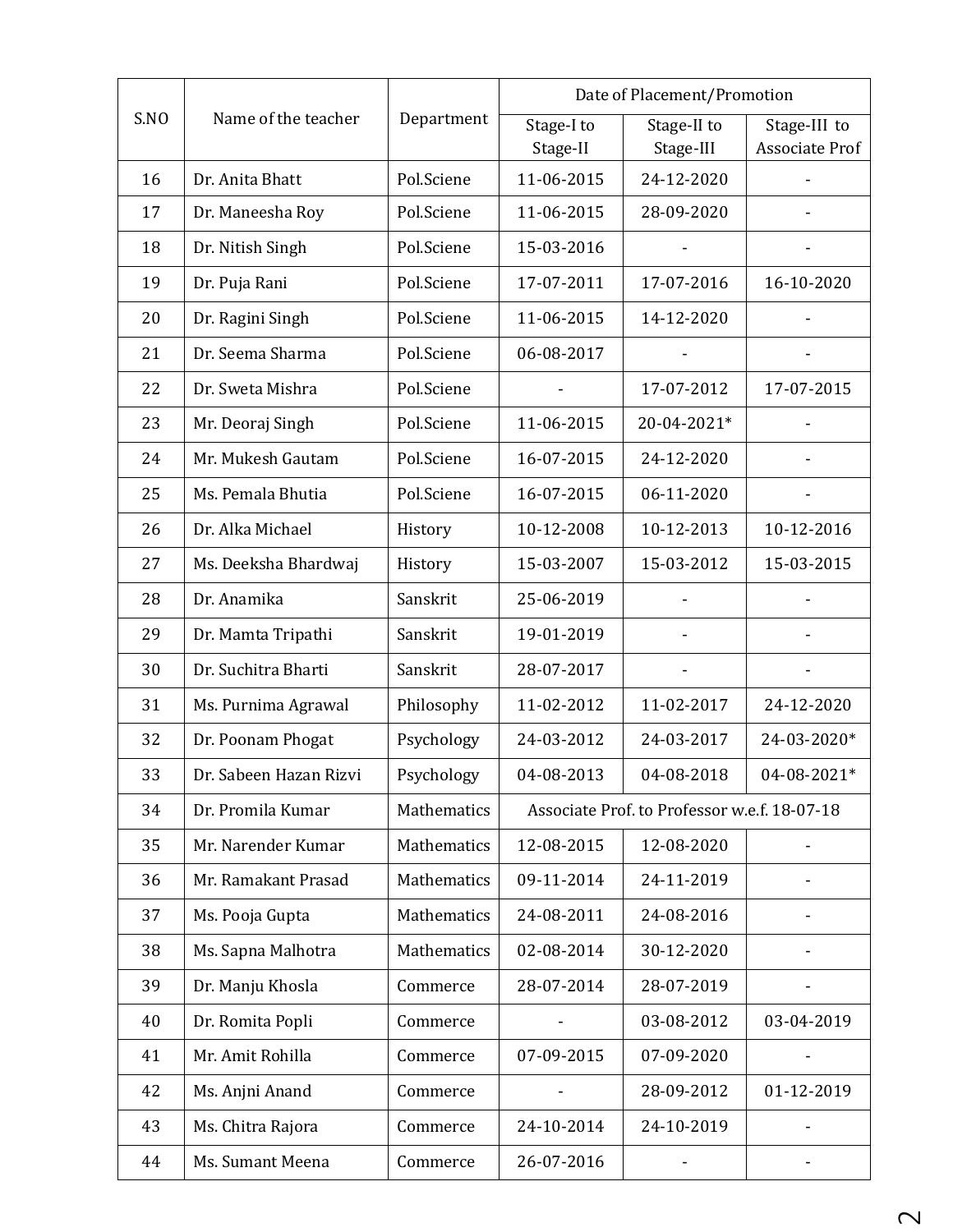| S.NO | Name of the teacher | Department | Date of Placement/Promotion | | |
|---|---|---|---|---|---|
| | | | Stage-I to Stage-II | Stage-II to Stage-III | Stage-III to Associate Prof |
| 16 | Dr. Anita Bhatt | Pol.Sciene | 11-06-2015 | 24-12-2020 | - |
| 17 | Dr. Maneesha Roy | Pol.Sciene | 11-06-2015 | 28-09-2020 | - |
| 18 | Dr. Nitish Singh | Pol.Sciene | 15-03-2016 | - | - |
| 19 | Dr. Puja Rani | Pol.Sciene | 17-07-2011 | 17-07-2016 | 16-10-2020 |
| 20 | Dr. Ragini Singh | Pol.Sciene | 11-06-2015 | 14-12-2020 | - |
| 21 | Dr. Seema Sharma | Pol.Sciene | 06-08-2017 | - | - |
| 22 | Dr. Sweta Mishra | Pol.Sciene | - | 17-07-2012 | 17-07-2015 |
| 23 | Mr. Deoraj Singh | Pol.Sciene | 11-06-2015 | 20-04-2021* | - |
| 24 | Mr. Mukesh Gautam | Pol.Sciene | 16-07-2015 | 24-12-2020 | - |
| 25 | Ms. Pemala Bhutia | Pol.Sciene | 16-07-2015 | 06-11-2020 | - |
| 26 | Dr. Alka Michael | History | 10-12-2008 | 10-12-2013 | 10-12-2016 |
| 27 | Ms. Deeksha Bhardwaj | History | 15-03-2007 | 15-03-2012 | 15-03-2015 |
| 28 | Dr. Anamika | Sanskrit | 25-06-2019 | - | - |
| 29 | Dr. Mamta Tripathi | Sanskrit | 19-01-2019 | - | - |
| 30 | Dr. Suchitra Bharti | Sanskrit | 28-07-2017 | - | - |
| 31 | Ms. Purnima Agrawal | Philosophy | 11-02-2012 | 11-02-2017 | 24-12-2020 |
| 32 | Dr. Poonam Phogat | Psychology | 24-03-2012 | 24-03-2017 | 24-03-2020* |
| 33 | Dr. Sabeen Hazan Rizvi | Psychology | 04-08-2013 | 04-08-2018 | 04-08-2021* |
| 34 | Dr. Promila Kumar | Mathematics | Associate Prof. to Professor w.e.f. 18-07-18 | | |
| 35 | Mr. Narender Kumar | Mathematics | 12-08-2015 | 12-08-2020 | - |
| 36 | Mr. Ramakant Prasad | Mathematics | 09-11-2014 | 24-11-2019 | - |
| 37 | Ms. Pooja Gupta | Mathematics | 24-08-2011 | 24-08-2016 | - |
| 38 | Ms. Sapna Malhotra | Mathematics | 02-08-2014 | 30-12-2020 | - |
| 39 | Dr. Manju Khosla | Commerce | 28-07-2014 | 28-07-2019 | - |
| 40 | Dr. Romita Popli | Commerce | - | 03-08-2012 | 03-04-2019 |
| 41 | Mr. Amit Rohilla | Commerce | 07-09-2015 | 07-09-2020 | - |
| 42 | Ms. Anjni Anand | Commerce | - | 28-09-2012 | 01-12-2019 |
| 43 | Ms. Chitra Rajora | Commerce | 24-10-2014 | 24-10-2019 | - |
| 44 | Ms. Sumant Meena | Commerce | 26-07-2016 | - | - |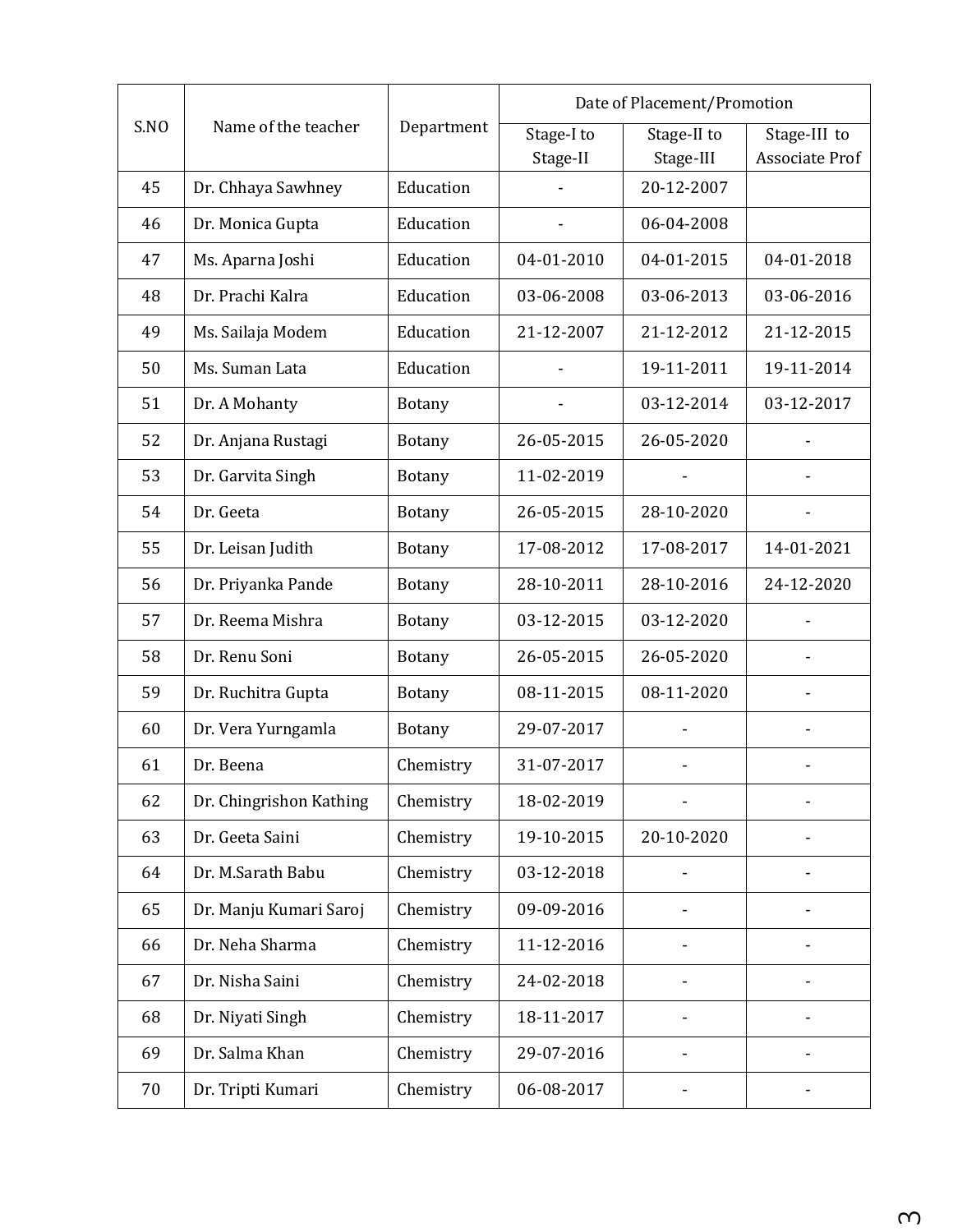| S.NO | Name of the teacher | Department | Date of Placement/Promotion | | |
|---|---|---|---|---|---|
| | | | Stage-I to Stage-II | Stage-II to Stage-III | Stage-III to Associate Prof |
| 45 | Dr. Chhaya Sawhney | Education | - | 20-12-2007 | |
| 46 | Dr. Monica Gupta | Education | - | 06-04-2008 | |
| 47 | Ms. Aparna Joshi | Education | 04-01-2010 | 04-01-2015 | 04-01-2018 |
| 48 | Dr. Prachi Kalra | Education | 03-06-2008 | 03-06-2013 | 03-06-2016 |
| 49 | Ms. Sailaja Modem | Education | 21-12-2007 | 21-12-2012 | 21-12-2015 |
| 50 | Ms. Suman Lata | Education | - | 19-11-2011 | 19-11-2014 |
| 51 | Dr. A Mohanty | Botany | - | 03-12-2014 | 03-12-2017 |
| 52 | Dr. Anjana Rustagi | Botany | 26-05-2015 | 26-05-2020 | - |
| 53 | Dr. Garvita Singh | Botany | 11-02-2019 | - | - |
| 54 | Dr. Geeta | Botany | 26-05-2015 | 28-10-2020 | - |
| 55 | Dr. Leisan Judith | Botany | 17-08-2012 | 17-08-2017 | 14-01-2021 |
| 56 | Dr. Priyanka Pande | Botany | 28-10-2011 | 28-10-2016 | 24-12-2020 |
| 57 | Dr. Reema Mishra | Botany | 03-12-2015 | 03-12-2020 | - |
| 58 | Dr. Renu Soni | Botany | 26-05-2015 | 26-05-2020 | - |
| 59 | Dr. Ruchitra Gupta | Botany | 08-11-2015 | 08-11-2020 | - |
| 60 | Dr. Vera Yurngamla | Botany | 29-07-2017 | - | - |
| 61 | Dr. Beena | Chemistry | 31-07-2017 | - | - |
| 62 | Dr. Chingrishon Kathing | Chemistry | 18-02-2019 | - | - |
| 63 | Dr. Geeta Saini | Chemistry | 19-10-2015 | 20-10-2020 | - |
| 64 | Dr. M.Sarath Babu | Chemistry | 03-12-2018 | - | - |
| 65 | Dr. Manju Kumari Saroj | Chemistry | 09-09-2016 | - | - |
| 66 | Dr. Neha Sharma | Chemistry | 11-12-2016 | - | - |
| 67 | Dr. Nisha Saini | Chemistry | 24-02-2018 | - | - |
| 68 | Dr. Niyati Singh | Chemistry | 18-11-2017 | - | - |
| 69 | Dr. Salma Khan | Chemistry | 29-07-2016 | - | - |
| 70 | Dr. Tripti Kumari | Chemistry | 06-08-2017 | - | - |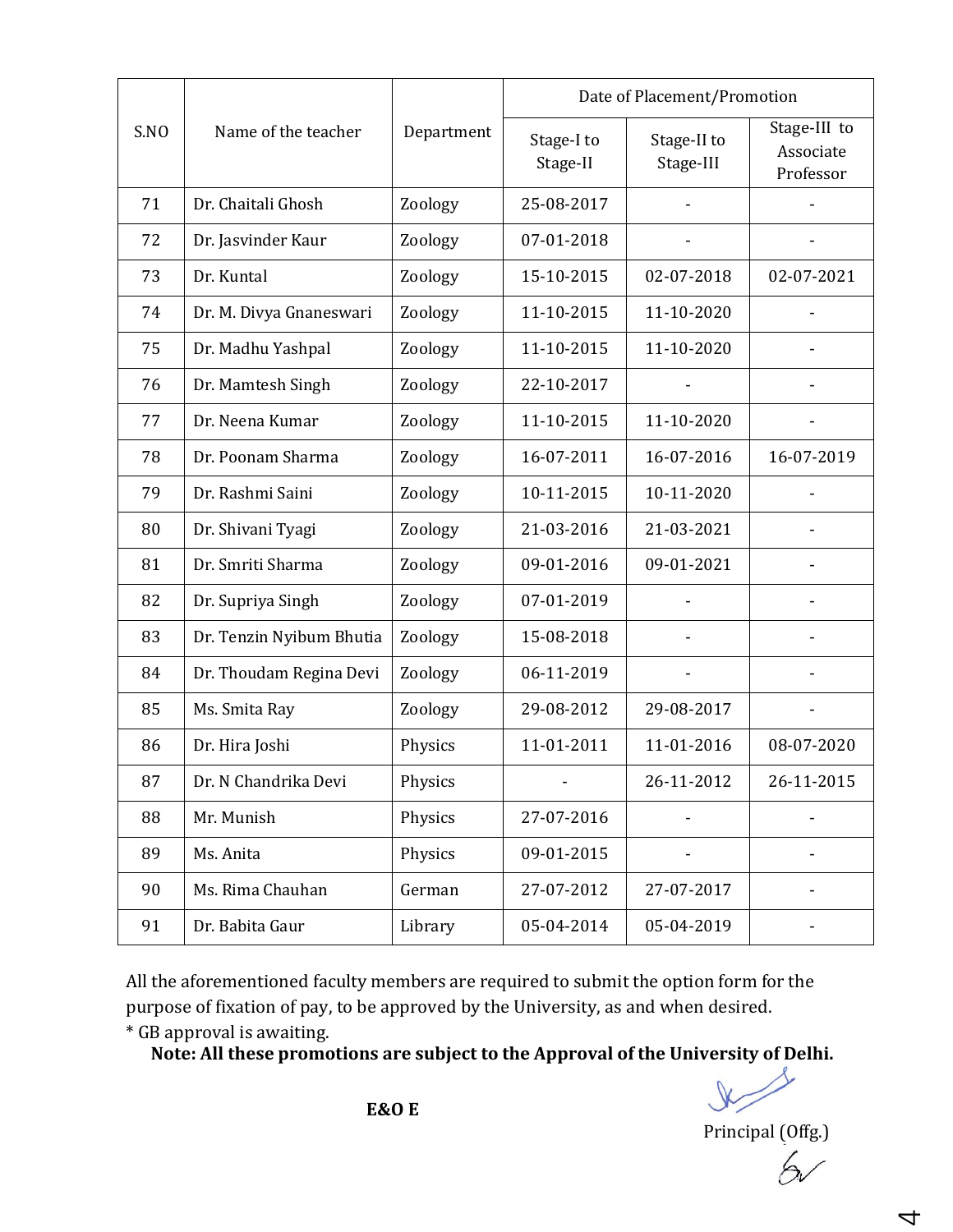| S.NO | Name of the teacher | Department | Date of Placement/Promotion | | |
|---|---|---|---|---|---|
| | | | Stage-I to Stage-II | Stage-II to Stage-III | Stage-III to Associate Professor |
| 71 | Dr. Chaitali Ghosh | Zoology | 25-08-2017 | - | - |
| 72 | Dr. Jasvinder Kaur | Zoology | 07-01-2018 | - | - |
| 73 | Dr. Kuntal | Zoology | 15-10-2015 | 02-07-2018 | 02-07-2021 |
| 74 | Dr. M. Divya Gnaneswari | Zoology | 11-10-2015 | 11-10-2020 | - |
| 75 | Dr. Madhu Yashpal | Zoology | 11-10-2015 | 11-10-2020 | - |
| 76 | Dr. Mamtesh Singh | Zoology | 22-10-2017 | - | - |
| 77 | Dr. Neena Kumar | Zoology | 11-10-2015 | 11-10-2020 | - |
| 78 | Dr. Poonam Sharma | Zoology | 16-07-2011 | 16-07-2016 | 16-07-2019 |
| 79 | Dr. Rashmi Saini | Zoology | 10-11-2015 | 10-11-2020 | - |
| 80 | Dr. Shivani Tyagi | Zoology | 21-03-2016 | 21-03-2021 | - |
| 81 | Dr. Smriti Sharma | Zoology | 09-01-2016 | 09-01-2021 | - |
| 82 | Dr. Supriya Singh | Zoology | 07-01-2019 | - | - |
| 83 | Dr. Tenzin Nyibum Bhutia | Zoology | 15-08-2018 | - | - |
| 84 | Dr. Thoudam Regina Devi | Zoology | 06-11-2019 | - | - |
| 85 | Ms. Smita Ray | Zoology | 29-08-2012 | 29-08-2017 | - |
| 86 | Dr. Hira Joshi | Physics | 11-01-2011 | 11-01-2016 | 08-07-2020 |
| 87 | Dr. N Chandrika Devi | Physics | - | 26-11-2012 | 26-11-2015 |
| 88 | Mr. Munish | Physics | 27-07-2016 | - | - |
| 89 | Ms. Anita | Physics | 09-01-2015 | - | - |
| 90 | Ms. Rima Chauhan | German | 27-07-2012 | 27-07-2017 | - |
| 91 | Dr. Babita Gaur | Library | 05-04-2014 | 05-04-2019 | - |

All the aforementioned faculty members are required to submit the option form for the purpose of fixation of pay, to be approved by the University, as and when desired.

* GB approval is awaiting.

**Note: All these promotions are subject to the Approval of the University of Delhi.**

**E&O E**

Principal (Offg.)